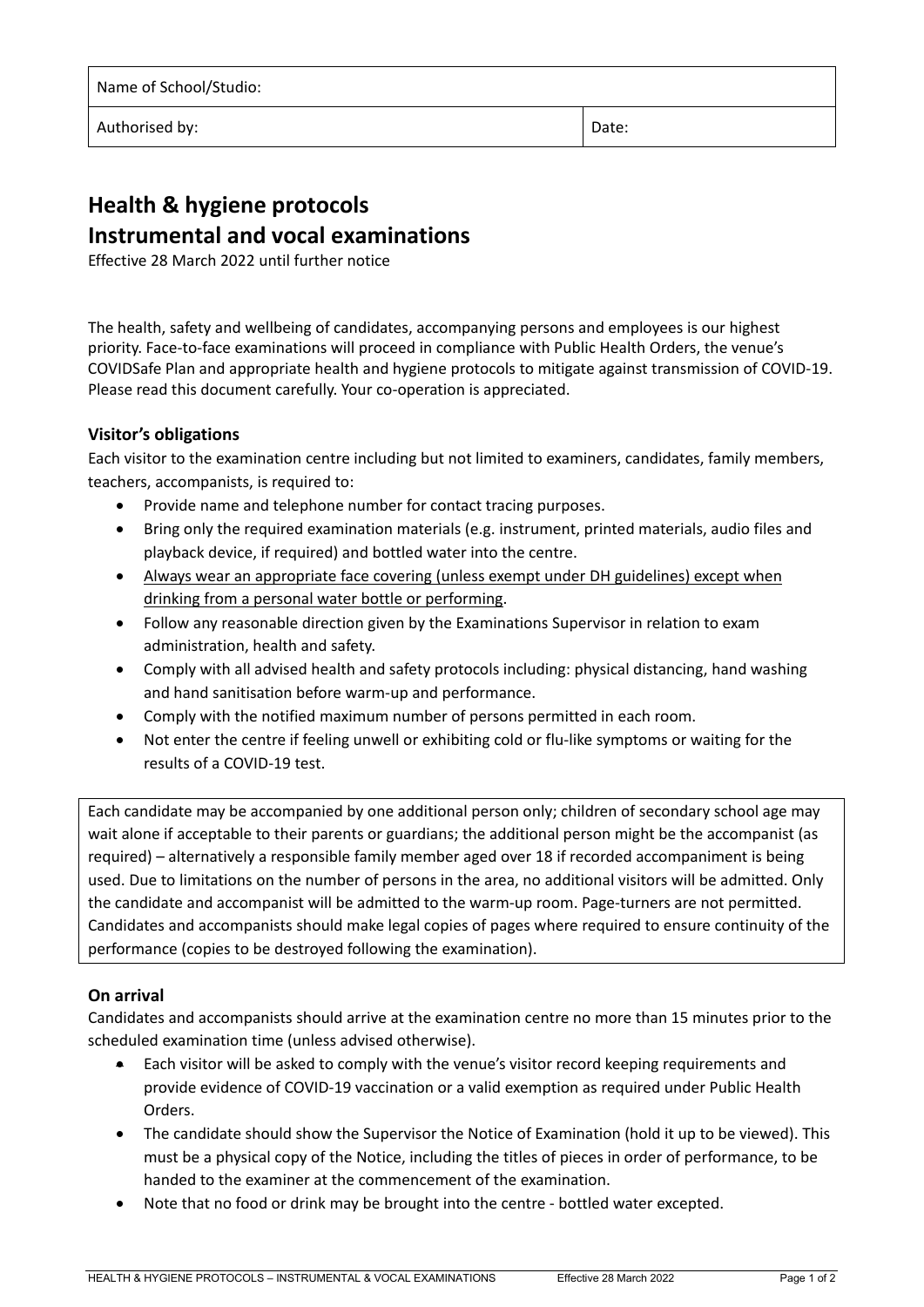| Name of School/Studio: | |
|---|---|
| Authorised by: | Date: |

# Health & hygiene protocols
# Instrumental and vocal examinations

Effective 28 March 2022 until further notice

The health, safety and wellbeing of candidates, accompanying persons and employees is our highest priority. Face-to-face examinations will proceed in compliance with Public Health Orders, the venue's COVIDSafe Plan and appropriate health and hygiene protocols to mitigate against transmission of COVID-19. Please read this document carefully. Your co-operation is appreciated.

### Visitor's obligations

Each visitor to the examination centre including but not limited to examiners, candidates, family members, teachers, accompanists, is required to:

- Provide name and telephone number for contact tracing purposes.
- Bring only the required examination materials (e.g. instrument, printed materials, audio files and playback device, if required) and bottled water into the centre.
- <u>Always wear an appropriate face covering (unless exempt under DH guidelines) except when drinking from a personal water bottle or performing</u>.
- Follow any reasonable direction given by the Examinations Supervisor in relation to exam administration, health and safety.
- Comply with all advised health and safety protocols including: physical distancing, hand washing and hand sanitisation before warm-up and performance.
- Comply with the notified maximum number of persons permitted in each room.
- Not enter the centre if feeling unwell or exhibiting cold or flu-like symptoms or waiting for the results of a COVID-19 test.

Each candidate may be accompanied by one additional person only; children of secondary school age may wait alone if acceptable to their parents or guardians; the additional person might be the accompanist (as required) – alternatively a responsible family member aged over 18 if recorded accompaniment is being used. Due to limitations on the number of persons in the area, no additional visitors will be admitted. Only the candidate and accompanist will be admitted to the warm-up room. Page-turners are not permitted. Candidates and accompanists should make legal copies of pages where required to ensure continuity of the performance (copies to be destroyed following the examination).

### On arrival

Candidates and accompanists should arrive at the examination centre no more than 15 minutes prior to the scheduled examination time (unless advised otherwise).

- Each visitor will be asked to comply with the venue's visitor record keeping requirements and provide evidence of COVID-19 vaccination or a valid exemption as required under Public Health Orders.
- The candidate should show the Supervisor the Notice of Examination (hold it up to be viewed). This must be a physical copy of the Notice, including the titles of pieces in order of performance, to be handed to the examiner at the commencement of the examination.
- Note that no food or drink may be brought into the centre - bottled water excepted.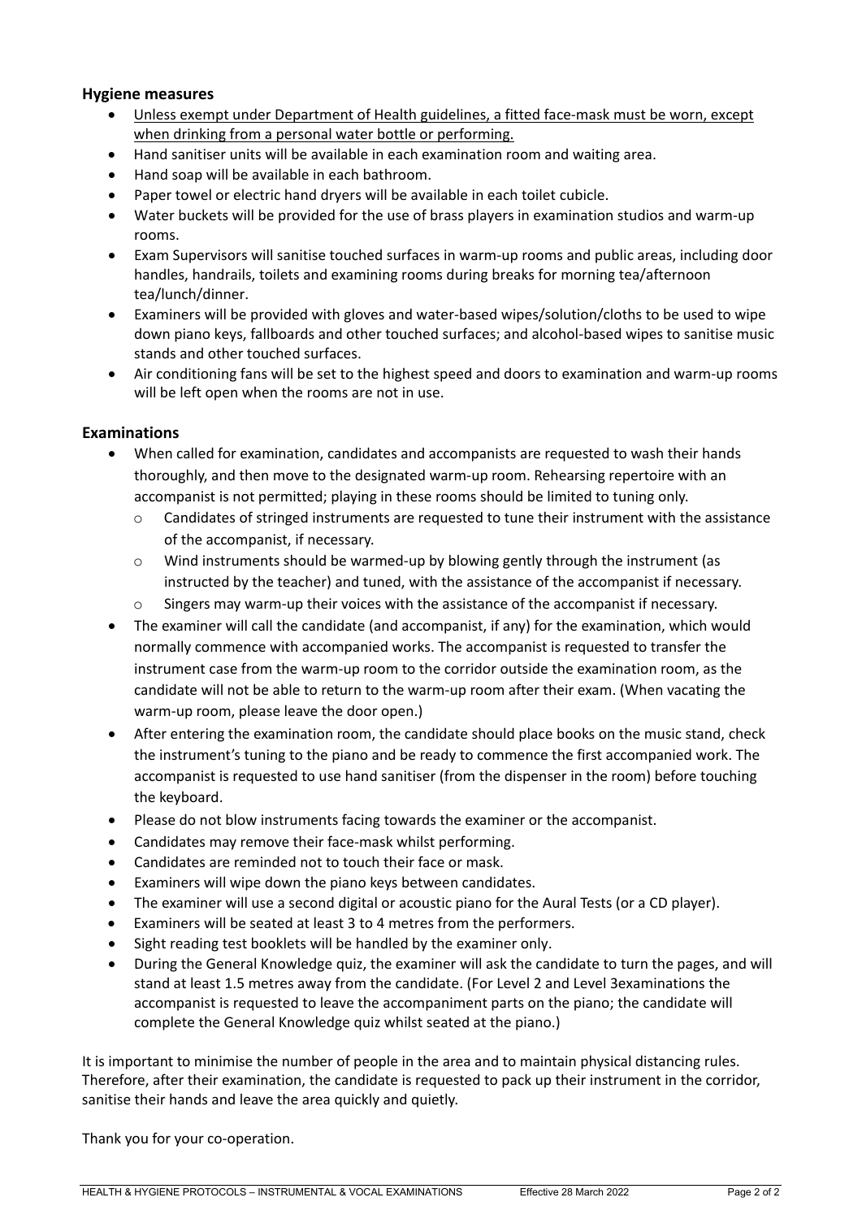## Hygiene measures

- Unless exempt under Department of Health guidelines, a fitted face-mask must be worn, except when drinking from a personal water bottle or performing.
- Hand sanitiser units will be available in each examination room and waiting area.
- Hand soap will be available in each bathroom.
- Paper towel or electric hand dryers will be available in each toilet cubicle.
- Water buckets will be provided for the use of brass players in examination studios and warm-up rooms.
- Exam Supervisors will sanitise touched surfaces in warm-up rooms and public areas, including door handles, handrails, toilets and examining rooms during breaks for morning tea/afternoon tea/lunch/dinner.
- Examiners will be provided with gloves and water-based wipes/solution/cloths to be used to wipe down piano keys, fallboards and other touched surfaces; and alcohol-based wipes to sanitise music stands and other touched surfaces.
- Air conditioning fans will be set to the highest speed and doors to examination and warm-up rooms will be left open when the rooms are not in use.

## Examinations

- When called for examination, candidates and accompanists are requested to wash their hands thoroughly, and then move to the designated warm-up room. Rehearsing repertoire with an accompanist is not permitted; playing in these rooms should be limited to tuning only.
  - Candidates of stringed instruments are requested to tune their instrument with the assistance of the accompanist, if necessary.
  - Wind instruments should be warmed-up by blowing gently through the instrument (as instructed by the teacher) and tuned, with the assistance of the accompanist if necessary.
  - Singers may warm-up their voices with the assistance of the accompanist if necessary.
- The examiner will call the candidate (and accompanist, if any) for the examination, which would normally commence with accompanied works. The accompanist is requested to transfer the instrument case from the warm-up room to the corridor outside the examination room, as the candidate will not be able to return to the warm-up room after their exam. (When vacating the warm-up room, please leave the door open.)
- After entering the examination room, the candidate should place books on the music stand, check the instrument's tuning to the piano and be ready to commence the first accompanied work. The accompanist is requested to use hand sanitiser (from the dispenser in the room) before touching the keyboard.
- Please do not blow instruments facing towards the examiner or the accompanist.
- Candidates may remove their face-mask whilst performing.
- Candidates are reminded not to touch their face or mask.
- Examiners will wipe down the piano keys between candidates.
- The examiner will use a second digital or acoustic piano for the Aural Tests (or a CD player).
- Examiners will be seated at least 3 to 4 metres from the performers.
- Sight reading test booklets will be handled by the examiner only.
- During the General Knowledge quiz, the examiner will ask the candidate to turn the pages, and will stand at least 1.5 metres away from the candidate. (For Level 2 and Level 3examinations the accompanist is requested to leave the accompaniment parts on the piano; the candidate will complete the General Knowledge quiz whilst seated at the piano.)

It is important to minimise the number of people in the area and to maintain physical distancing rules. Therefore, after their examination, the candidate is requested to pack up their instrument in the corridor, sanitise their hands and leave the area quickly and quietly.

Thank you for your co-operation.